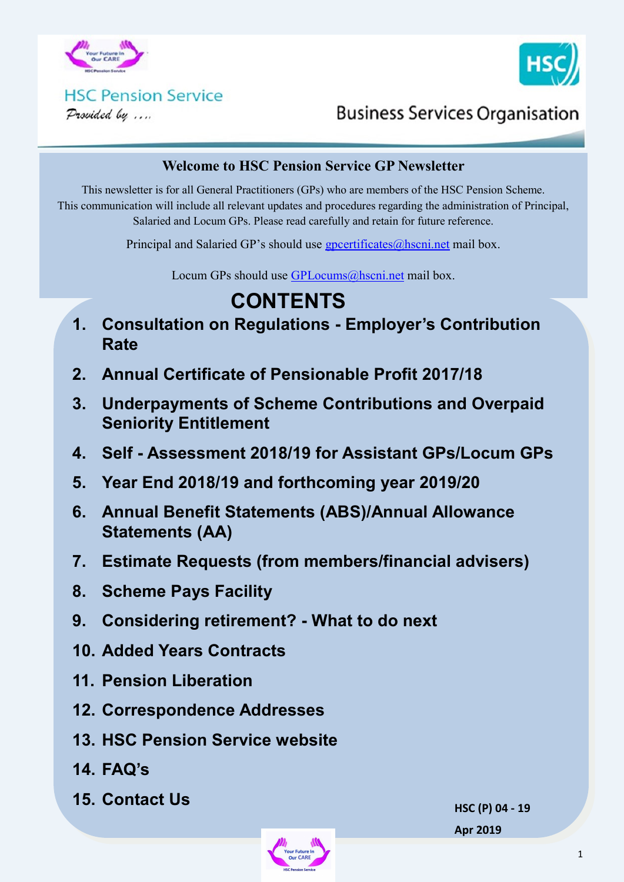HSC Pension Service

*Provided by ....*

Business Services Organisation

## Welcome to HSC Pension Service GP Newsletter

This newsletter is for all General Practitioners (GPs) who are members of the HSC Pension Scheme. This communication will include all relevant updates and procedures regarding the administration of Principal, Salaried and Locum GPs. Please read carefully and retain for future reference.

Principal and Salaried GP's should use gpcertificates@hscni.net mail box.

Locum GPs should use GPLocums@hscni.net mail box.

# CONTENTS

1. **Consultation on Regulations - Employer's Contribution Rate**
2. **Annual Certificate of Pensionable Profit 2017/18**
3. **Underpayments of Scheme Contributions and Overpaid Seniority Entitlement**
4. **Self - Assessment 2018/19 for Assistant GPs/Locum GPs**
5. **Year End 2018/19 and forthcoming year 2019/20**
6. **Annual Benefit Statements (ABS)/Annual Allowance Statements (AA)**
7. **Estimate Requests (from members/financial advisers)**
8. **Scheme Pays Facility**
9. **Considering retirement? - What to do next**
10. **Added Years Contracts**
11. **Pension Liberation**
12. **Correspondence Addresses**
13. **HSC Pension Service website**
14. **FAQ's**
15. **Contact Us**

**HSC (P) 04 - 19**

**Apr 2019**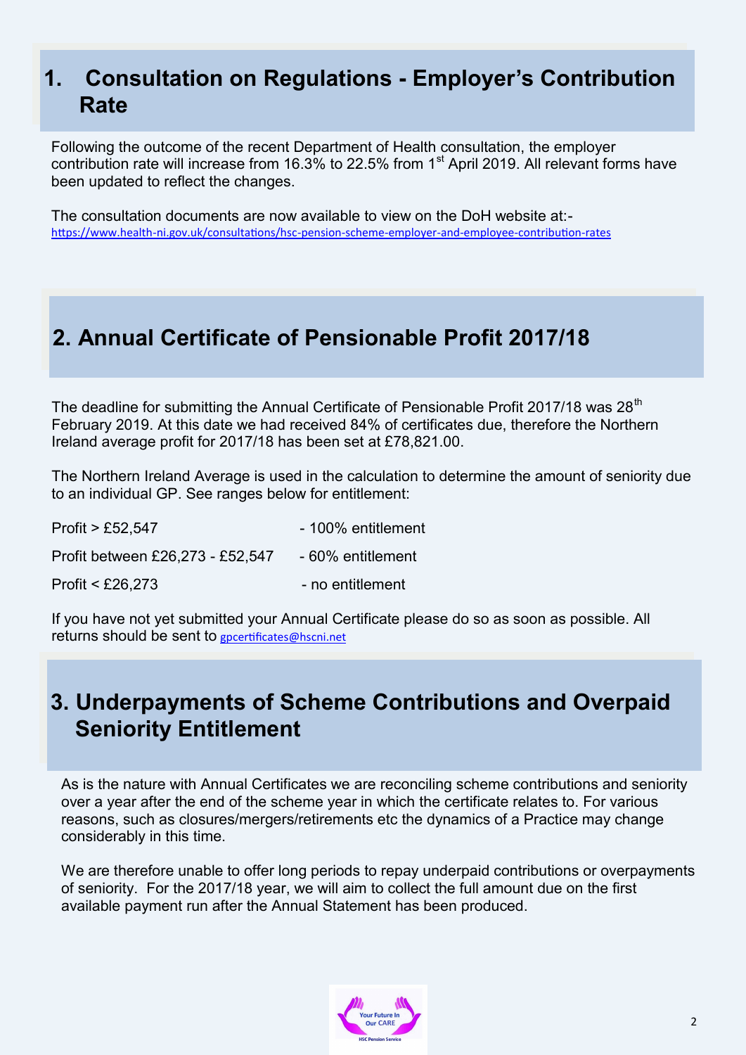## 1. Consultation on Regulations - Employer's Contribution Rate

Following the outcome of the recent Department of Health consultation, the employer contribution rate will increase from 16.3% to 22.5% from 1st April 2019. All relevant forms have been updated to reflect the changes.

The consultation documents are now available to view on the DoH website at:-
https://www.health-ni.gov.uk/consultations/hsc-pension-scheme-employer-and-employee-contribution-rates

## 2. Annual Certificate of Pensionable Profit 2017/18

The deadline for submitting the Annual Certificate of Pensionable Profit 2017/18 was 28th February 2019. At this date we had received 84% of certificates due, therefore the Northern Ireland average profit for 2017/18 has been set at £78,821.00.

The Northern Ireland Average is used in the calculation to determine the amount of seniority due to an individual GP. See ranges below for entitlement:

| | |
|---|---|
| Profit > £52,547 | - 100% entitlement |
| Profit between £26,273 - £52,547 | - 60% entitlement |
| Profit < £26,273 | - no entitlement |

If you have not yet submitted your Annual Certificate please do so as soon as possible. All returns should be sent to gpcertificates@hscni.net

## 3. Underpayments of Scheme Contributions and Overpaid Seniority Entitlement

As is the nature with Annual Certificates we are reconciling scheme contributions and seniority over a year after the end of the scheme year in which the certificate relates to. For various reasons, such as closures/mergers/retirements etc the dynamics of a Practice may change considerably in this time.

We are therefore unable to offer long periods to repay underpaid contributions or overpayments of seniority. For the 2017/18 year, we will aim to collect the full amount due on the first available payment run after the Annual Statement has been produced.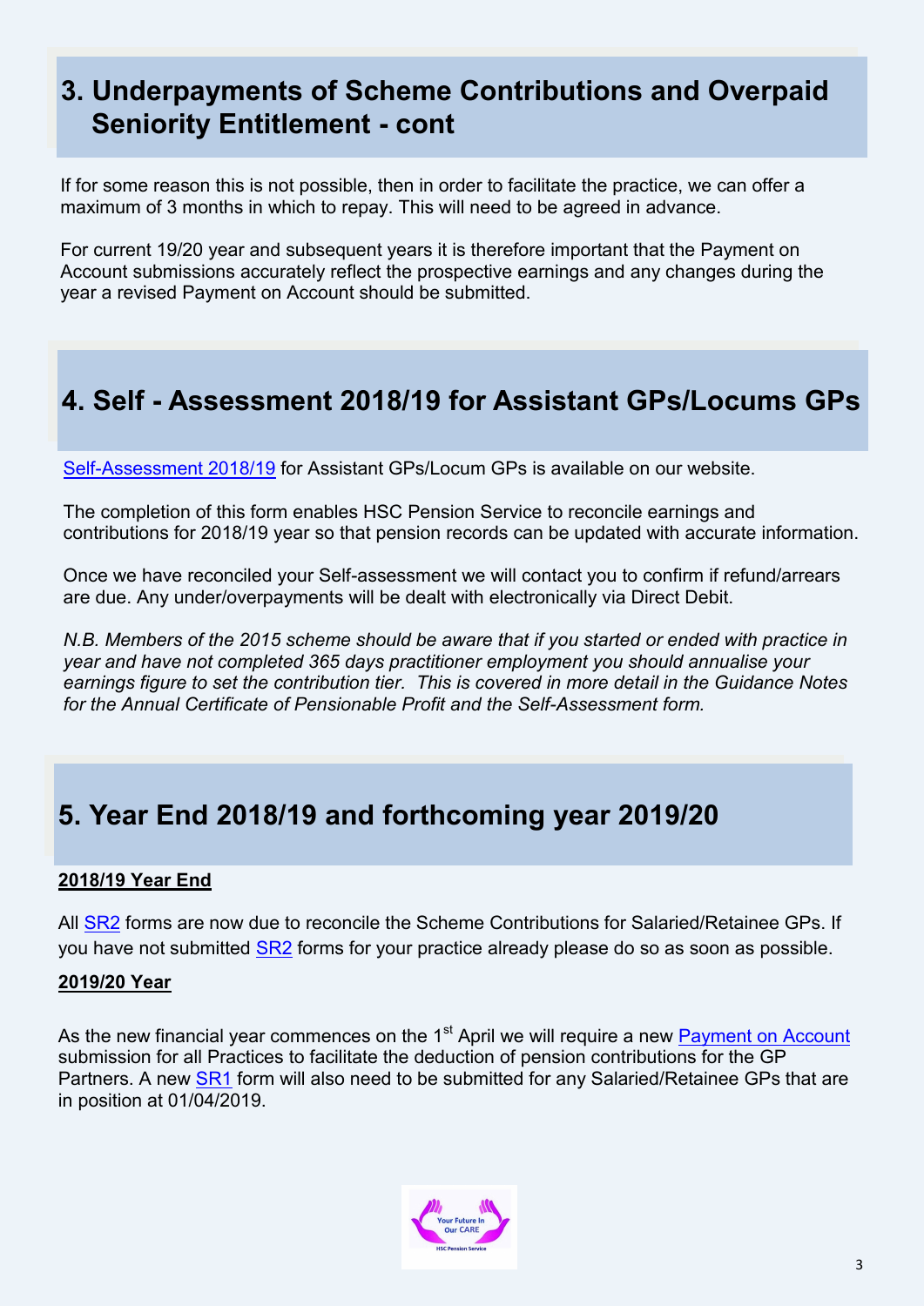## 3. Underpayments of Scheme Contributions and Overpaid Seniority Entitlement - cont

If for some reason this is not possible, then in order to facilitate the practice, we can offer a maximum of 3 months in which to repay. This will need to be agreed in advance.

For current 19/20 year and subsequent years it is therefore important that the Payment on Account submissions accurately reflect the prospective earnings and any changes during the year a revised Payment on Account should be submitted.

## 4. Self - Assessment 2018/19 for Assistant GPs/Locums GPs

Self-Assessment 2018/19 for Assistant GPs/Locum GPs is available on our website.

The completion of this form enables HSC Pension Service to reconcile earnings and contributions for 2018/19 year so that pension records can be updated with accurate information.

Once we have reconciled your Self-assessment we will contact you to confirm if refund/arrears are due. Any under/overpayments will be dealt with electronically via Direct Debit.

*N.B. Members of the 2015 scheme should be aware that if you started or ended with practice in year and have not completed 365 days practitioner employment you should annualise your earnings figure to set the contribution tier. This is covered in more detail in the Guidance Notes for the Annual Certificate of Pensionable Profit and the Self-Assessment form.*

## 5. Year End 2018/19 and forthcoming year 2019/20

**2018/19 Year End**

All SR2 forms are now due to reconcile the Scheme Contributions for Salaried/Retainee GPs. If you have not submitted SR2 forms for your practice already please do so as soon as possible.

**2019/20 Year**

As the new financial year commences on the 1st April we will require a new Payment on Account submission for all Practices to facilitate the deduction of pension contributions for the GP Partners. A new SR1 form will also need to be submitted for any Salaried/Retainee GPs that are in position at 01/04/2019.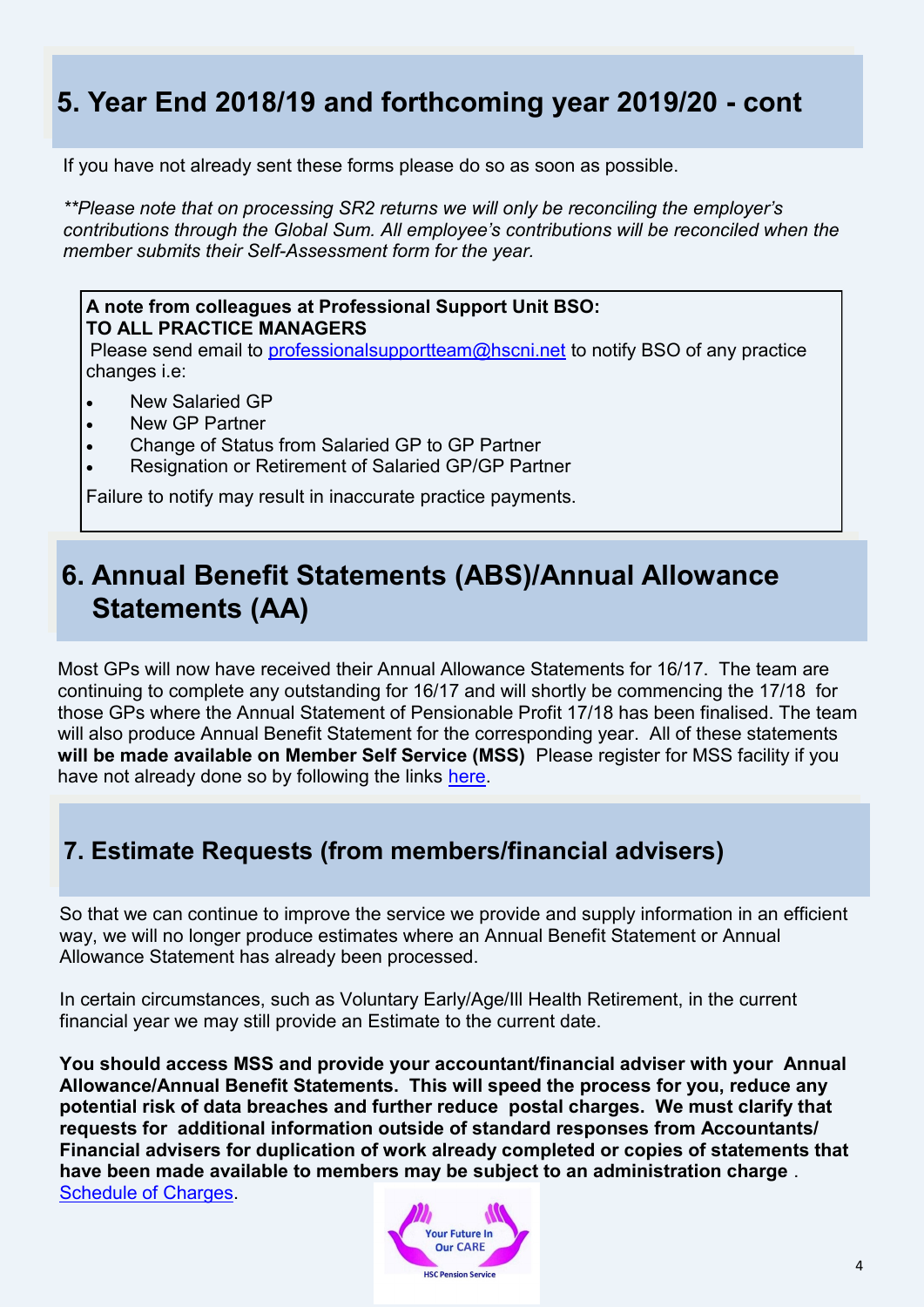## 5. Year End 2018/19 and forthcoming year 2019/20 - cont

If you have not already sent these forms please do so as soon as possible.

*\*\*Please note that on processing SR2 returns we will only be reconciling the employer's contributions through the Global Sum. All employee's contributions will be reconciled when the member submits their Self-Assessment form for the year.*

**A note from colleagues at Professional Support Unit BSO:**
**TO ALL PRACTICE MANAGERS**
Please send email to [professionalsupportteam@hscni.net](mailto:professionalsupportteam@hscni.net) to notify BSO of any practice changes i.e:

- New Salaried GP
- New GP Partner
- Change of Status from Salaried GP to GP Partner
- Resignation or Retirement of Salaried GP/GP Partner

Failure to notify may result in inaccurate practice payments.

## 6. Annual Benefit Statements (ABS)/Annual Allowance Statements (AA)

Most GPs will now have received their Annual Allowance Statements for 16/17. The team are continuing to complete any outstanding for 16/17 and will shortly be commencing the 17/18 for those GPs where the Annual Statement of Pensionable Profit 17/18 has been finalised. The team will also produce Annual Benefit Statement for the corresponding year. All of these statements **will be made available on Member Self Service (MSS)** Please register for MSS facility if you have not already done so by following the links here.

## 7. Estimate Requests (from members/financial advisers)

So that we can continue to improve the service we provide and supply information in an efficient way, we will no longer produce estimates where an Annual Benefit Statement or Annual Allowance Statement has already been processed.

In certain circumstances, such as Voluntary Early/Age/Ill Health Retirement, in the current financial year we may still provide an Estimate to the current date.

**You should access MSS and provide your accountant/financial adviser with your Annual Allowance/Annual Benefit Statements. This will speed the process for you, reduce any potential risk of data breaches and further reduce postal charges. We must clarify that requests for additional information outside of standard responses from Accountants/ Financial advisers for duplication of work already completed or copies of statements that have been made available to members may be subject to an administration charge** . Schedule of Charges.

Your Future In Our CARE
HSC Pension Service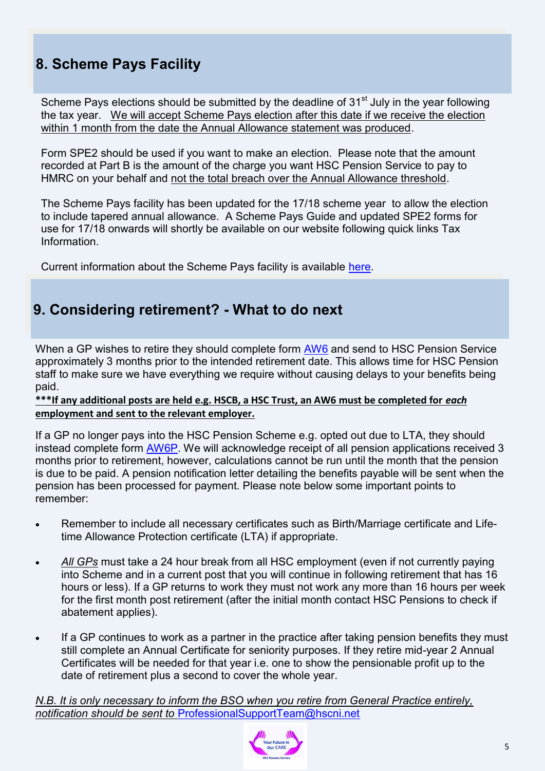## 8. Scheme Pays Facility

Scheme Pays elections should be submitted by the deadline of 31st July in the year following the tax year. We will accept Scheme Pays election after this date if we receive the election within 1 month from the date the Annual Allowance statement was produced.

Form SPE2 should be used if you want to make an election. Please note that the amount recorded at Part B is the amount of the charge you want HSC Pension Service to pay to HMRC on your behalf and not the total breach over the Annual Allowance threshold.

The Scheme Pays facility has been updated for the 17/18 scheme year to allow the election to include tapered annual allowance. A Scheme Pays Guide and updated SPE2 forms for use for 17/18 onwards will shortly be available on our website following quick links Tax Information.

Current information about the Scheme Pays facility is available here.

## 9. Considering retirement? - What to do next

When a GP wishes to retire they should complete form AW6 and send to HSC Pension Service approximately 3 months prior to the intended retirement date. This allows time for HSC Pension staff to make sure we have everything we require without causing delays to your benefits being paid.

**\*\*\*If any additional posts are held e.g. HSCB, a HSC Trust, an AW6 must be completed for *each* employment and sent to the relevant employer.**

If a GP no longer pays into the HSC Pension Scheme e.g. opted out due to LTA, they should instead complete form AW6P. We will acknowledge receipt of all pension applications received 3 months prior to retirement, however, calculations cannot be run until the month that the pension is due to be paid. A pension notification letter detailing the benefits payable will be sent when the pension has been processed for payment. Please note below some important points to remember:

- Remember to include all necessary certificates such as Birth/Marriage certificate and Life-time Allowance Protection certificate (LTA) if appropriate.
- *All GPs* must take a 24 hour break from all HSC employment (even if not currently paying into Scheme and in a current post that you will continue in following retirement that has 16 hours or less). If a GP returns to work they must not work any more than 16 hours per week for the first month post retirement (after the initial month contact HSC Pensions to check if abatement applies).
- If a GP continues to work as a partner in the practice after taking pension benefits they must still complete an Annual Certificate for seniority purposes. If they retire mid-year 2 Annual Certificates will be needed for that year i.e. one to show the pensionable profit up to the date of retirement plus a second to cover the whole year.

*N.B. It is only necessary to inform the BSO when you retire from General Practice entirely, notification should be sent to* ProfessionalSupportTeam@hscni.net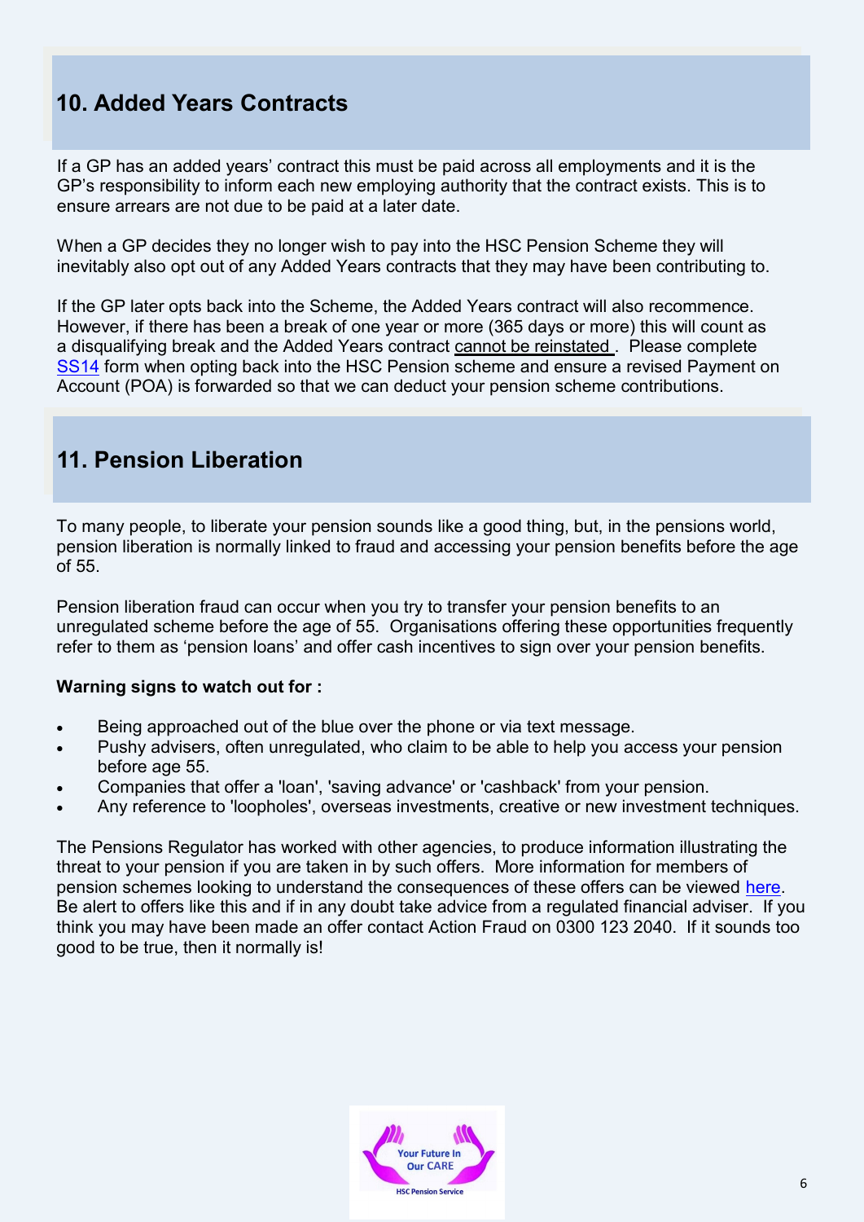## 10. Added Years Contracts

If a GP has an added years' contract this must be paid across all employments and it is the GP's responsibility to inform each new employing authority that the contract exists. This is to ensure arrears are not due to be paid at a later date.

When a GP decides they no longer wish to pay into the HSC Pension Scheme they will inevitably also opt out of any Added Years contracts that they may have been contributing to.

If the GP later opts back into the Scheme, the Added Years contract will also recommence. However, if there has been a break of one year or more (365 days or more) this will count as a disqualifying break and the Added Years contract cannot be reinstated . Please complete SS14 form when opting back into the HSC Pension scheme and ensure a revised Payment on Account (POA) is forwarded so that we can deduct your pension scheme contributions.

## 11. Pension Liberation

To many people, to liberate your pension sounds like a good thing, but, in the pensions world, pension liberation is normally linked to fraud and accessing your pension benefits before the age of 55.

Pension liberation fraud can occur when you try to transfer your pension benefits to an unregulated scheme before the age of 55. Organisations offering these opportunities frequently refer to them as 'pension loans' and offer cash incentives to sign over your pension benefits.

**Warning signs to watch out for :**

- Being approached out of the blue over the phone or via text message.
- Pushy advisers, often unregulated, who claim to be able to help you access your pension before age 55.
- Companies that offer a 'loan', 'saving advance' or 'cashback' from your pension.
- Any reference to 'loopholes', overseas investments, creative or new investment techniques.

The Pensions Regulator has worked with other agencies, to produce information illustrating the threat to your pension if you are taken in by such offers. More information for members of pension schemes looking to understand the consequences of these offers can be viewed here. Be alert to offers like this and if in any doubt take advice from a regulated financial adviser. If you think you may have been made an offer contact Action Fraud on 0300 123 2040. If it sounds too good to be true, then it normally is!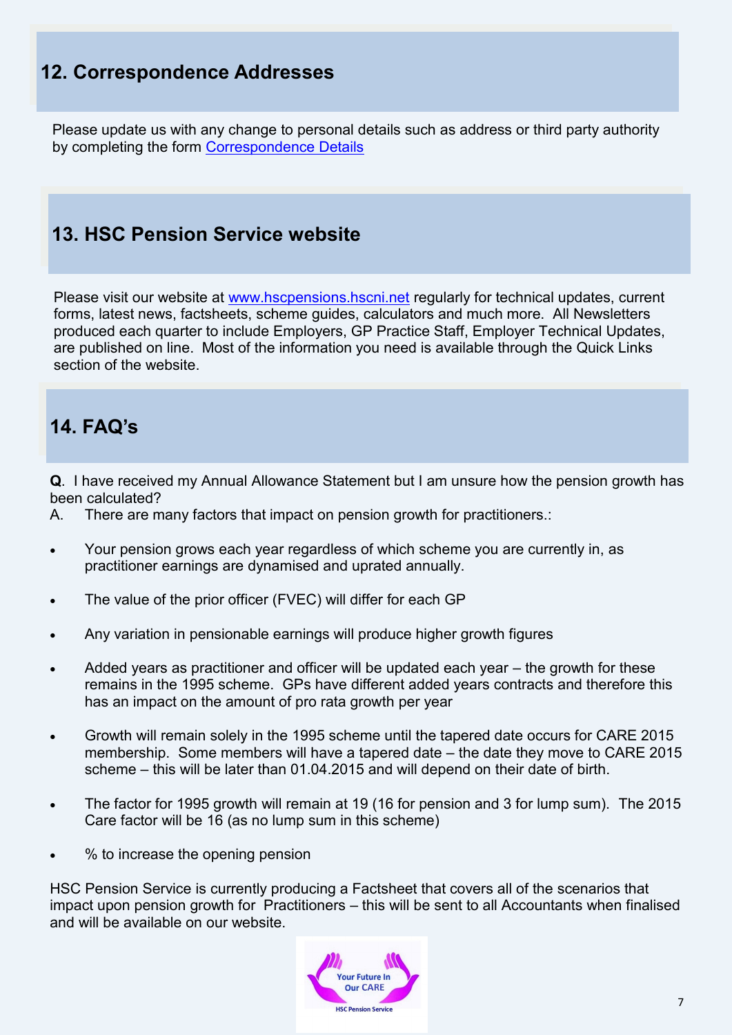## 12. Correspondence Addresses

Please update us with any change to personal details such as address or third party authority by completing the form [Correspondence Details]

## 13. HSC Pension Service website

Please visit our website at www.hscpensions.hscni.net regularly for technical updates, current forms, latest news, factsheets, scheme guides, calculators and much more. All Newsletters produced each quarter to include Employers, GP Practice Staff, Employer Technical Updates, are published on line. Most of the information you need is available through the Quick Links section of the website.

## 14. FAQ's

**Q**. I have received my Annual Allowance Statement but I am unsure how the pension growth has been calculated?

A. There are many factors that impact on pension growth for practitioners.:

- Your pension grows each year regardless of which scheme you are currently in, as practitioner earnings are dynamised and uprated annually.
- The value of the prior officer (FVEC) will differ for each GP
- Any variation in pensionable earnings will produce higher growth figures
- Added years as practitioner and officer will be updated each year – the growth for these remains in the 1995 scheme. GPs have different added years contracts and therefore this has an impact on the amount of pro rata growth per year
- Growth will remain solely in the 1995 scheme until the tapered date occurs for CARE 2015 membership. Some members will have a tapered date – the date they move to CARE 2015 scheme – this will be later than 01.04.2015 and will depend on their date of birth.
- The factor for 1995 growth will remain at 19 (16 for pension and 3 for lump sum). The 2015 Care factor will be 16 (as no lump sum in this scheme)
- % to increase the opening pension

HSC Pension Service is currently producing a Factsheet that covers all of the scenarios that impact upon pension growth for Practitioners – this will be sent to all Accountants when finalised and will be available on our website.

Your Future In Our CARE

HSC Pension Service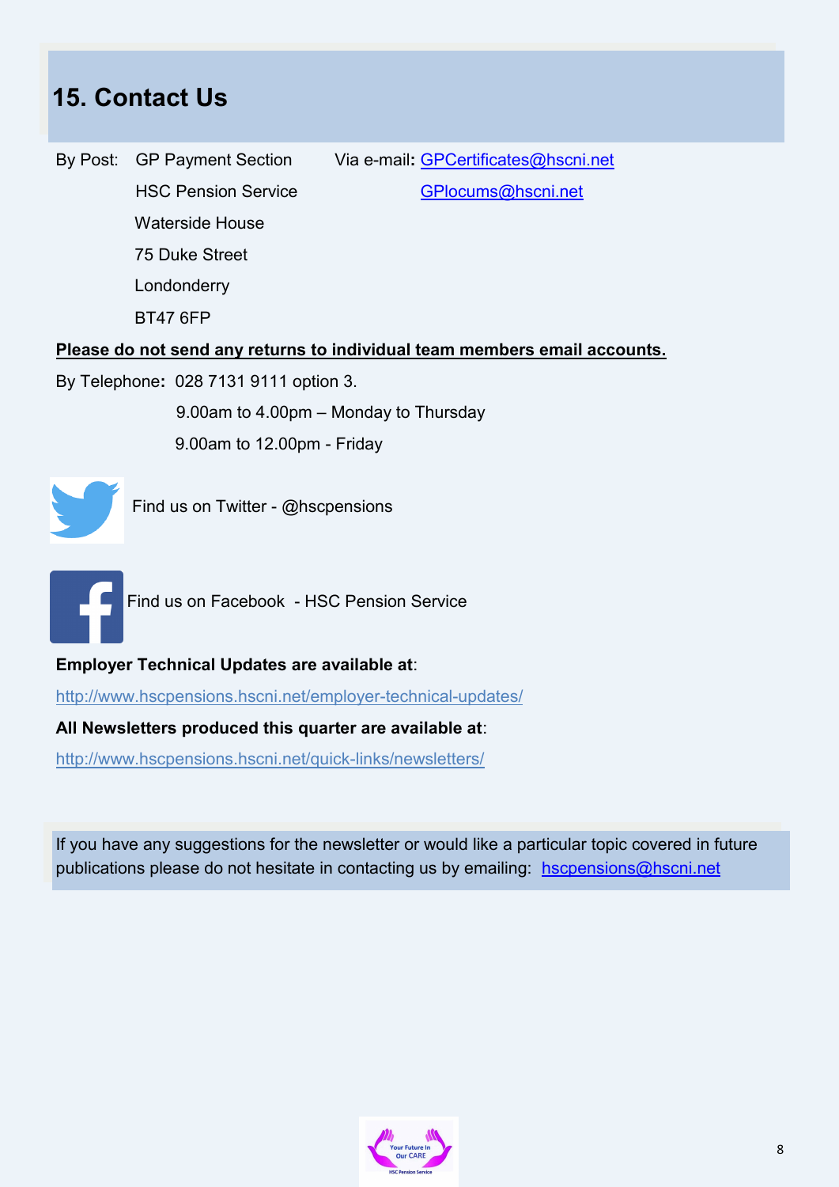## 15. Contact Us

By Post: GP Payment Section
HSC Pension Service
Waterside House
75 Duke Street
Londonderry
BT47 6FP

Via e-mail: GPCertificates@hscni.net
GPlocums@hscni.net

**Please do not send any returns to individual team members email accounts.**

By Telephone**:** 028 7131 9111 option 3.
9.00am to 4.00pm – Monday to Thursday
9.00am to 12.00pm - Friday

Find us on Twitter - @hscpensions

Find us on Facebook - HSC Pension Service

**Employer Technical Updates are available at**:

http://www.hscpensions.hscni.net/employer-technical-updates/

**All Newsletters produced this quarter are available at**:

http://www.hscpensions.hscni.net/quick-links/newsletters/

If you have any suggestions for the newsletter or would like a particular topic covered in future publications please do not hesitate in contacting us by emailing: hscpensions@hscni.net